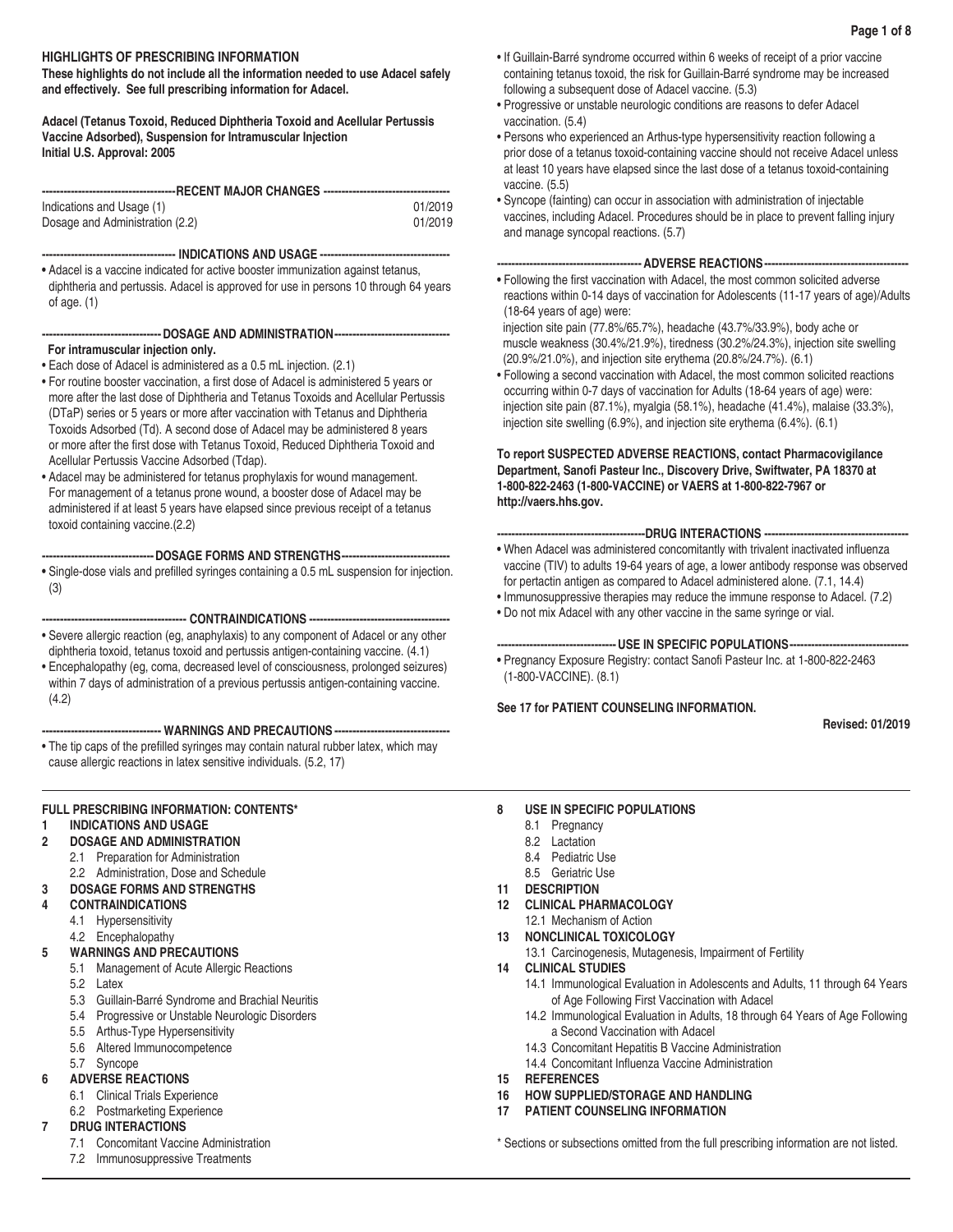**HIGHLIGHTS OF PRESCRIBING INFORMATION**
**These highlights do not include all the information needed to use Adacel safely and effectively. See full prescribing information for Adacel.**

**Adacel (Tetanus Toxoid, Reduced Diphtheria Toxoid and Acellular Pertussis Vaccine Adsorbed), Suspension for Intramuscular Injection**
**Initial U.S. Approval: 2005**

**----------------------------------RECENT MAJOR CHANGES ----------------------------------**

| | |
|---|---|
| Indications and Usage (1) | 01/2019 |
| Dosage and Administration (2.2) | 01/2019 |

**---------------------------------- INDICATIONS AND USAGE ----------------------------------**

- Adacel is a vaccine indicated for active booster immunization against tetanus, diphtheria and pertussis. Adacel is approved for use in persons 10 through 64 years of age. (1)

**------------------------------ DOSAGE AND ADMINISTRATION------------------------------**

**For intramuscular injection only.**

- Each dose of Adacel is administered as a 0.5 mL injection. (2.1)
- For routine booster vaccination, a first dose of Adacel is administered 5 years or more after the last dose of Diphtheria and Tetanus Toxoids and Acellular Pertussis (DTaP) series or 5 years or more after vaccination with Tetanus and Diphtheria Toxoids Adsorbed (Td). A second dose of Adacel may be administered 8 years or more after the first dose with Tetanus Toxoid, Reduced Diphtheria Toxoid and Acellular Pertussis Vaccine Adsorbed (Tdap).
- Adacel may be administered for tetanus prophylaxis for wound management. For management of a tetanus prone wound, a booster dose of Adacel may be administered if at least 5 years have elapsed since previous receipt of a tetanus toxoid containing vaccine.(2.2)

**----------------------------- DOSAGE FORMS AND STRENGTHS-----------------------------**

- Single-dose vials and prefilled syringes containing a 0.5 mL suspension for injection. (3)

**------------------------------------ CONTRAINDICATIONS ------------------------------------**

- Severe allergic reaction (eg, anaphylaxis) to any component of Adacel or any other diphtheria toxoid, tetanus toxoid and pertussis antigen-containing vaccine. (4.1)
- Encephalopathy (eg, coma, decreased level of consciousness, prolonged seizures) within 7 days of administration of a previous pertussis antigen-containing vaccine. (4.2)

**------------------------------- WARNINGS AND PRECAUTIONS -------------------------------**

- The tip caps of the prefilled syringes may contain natural rubber latex, which may cause allergic reactions in latex sensitive individuals. (5.2, 17)
- If Guillain-Barré syndrome occurred within 6 weeks of receipt of a prior vaccine containing tetanus toxoid, the risk for Guillain-Barré syndrome may be increased following a subsequent dose of Adacel vaccine. (5.3)
- Progressive or unstable neurologic conditions are reasons to defer Adacel vaccination. (5.4)
- Persons who experienced an Arthus-type hypersensitivity reaction following a prior dose of a tetanus toxoid-containing vaccine should not receive Adacel unless at least 10 years have elapsed since the last dose of a tetanus toxoid-containing vaccine. (5.5)
- Syncope (fainting) can occur in association with administration of injectable vaccines, including Adacel. Procedures should be in place to prevent falling injury and manage syncopal reactions. (5.7)

**------------------------------------ ADVERSE REACTIONS------------------------------------**

- Following the first vaccination with Adacel, the most common solicited adverse reactions within 0-14 days of vaccination for Adolescents (11-17 years of age)/Adults (18-64 years of age) were:
  injection site pain (77.8%/65.7%), headache (43.7%/33.9%), body ache or muscle weakness (30.4%/21.9%), tiredness (30.2%/24.3%), injection site swelling (20.9%/21.0%), and injection site erythema (20.8%/24.7%). (6.1)
- Following a second vaccination with Adacel, the most common solicited reactions occurring within 0-7 days of vaccination for Adults (18-64 years of age) were: injection site pain (87.1%), myalgia (58.1%), headache (41.4%), malaise (33.3%), injection site swelling (6.9%), and injection site erythema (6.4%). (6.1)

**To report SUSPECTED ADVERSE REACTIONS, contact Pharmacovigilance Department, Sanofi Pasteur Inc., Discovery Drive, Swiftwater, PA 18370 at 1-800-822-2463 (1-800-VACCINE) or VAERS at 1-800-822-7967 or http://vaers.hhs.gov.**

**--------------------------------------DRUG INTERACTIONS --------------------------------------**

- When Adacel was administered concomitantly with trivalent inactivated influenza vaccine (TIV) to adults 19-64 years of age, a lower antibody response was observed for pertactin antigen as compared to Adacel administered alone. (7.1, 14.4)
- Immunosuppressive therapies may reduce the immune response to Adacel. (7.2)
- Do not mix Adacel with any other vaccine in the same syringe or vial.

**------------------------------- USE IN SPECIFIC POPULATIONS-------------------------------**

- Pregnancy Exposure Registry: contact Sanofi Pasteur Inc. at 1-800-822-2463 (1-800-VACCINE). (8.1)

**See 17 for PATIENT COUNSELING INFORMATION.**

**Revised: 01/2019**

**FULL PRESCRIBING INFORMATION: CONTENTS***

**1 INDICATIONS AND USAGE**

**2 DOSAGE AND ADMINISTRATION**
- 2.1 Preparation for Administration
- 2.2 Administration, Dose and Schedule

**3 DOSAGE FORMS AND STRENGTHS**

**4 CONTRAINDICATIONS**
- 4.1 Hypersensitivity
- 4.2 Encephalopathy

**5 WARNINGS AND PRECAUTIONS**
- 5.1 Management of Acute Allergic Reactions
- 5.2 Latex
- 5.3 Guillain-Barré Syndrome and Brachial Neuritis
- 5.4 Progressive or Unstable Neurologic Disorders
- 5.5 Arthus-Type Hypersensitivity
- 5.6 Altered Immunocompetence
- 5.7 Syncope

**6 ADVERSE REACTIONS**
- 6.1 Clinical Trials Experience
- 6.2 Postmarketing Experience

**7 DRUG INTERACTIONS**
- 7.1 Concomitant Vaccine Administration
- 7.2 Immunosuppressive Treatments

**8 USE IN SPECIFIC POPULATIONS**
- 8.1 Pregnancy
- 8.2 Lactation
- 8.4 Pediatric Use
- 8.5 Geriatric Use

**11 DESCRIPTION**

**12 CLINICAL PHARMACOLOGY**
- 12.1 Mechanism of Action

**13 NONCLINICAL TOXICOLOGY**
- 13.1 Carcinogenesis, Mutagenesis, Impairment of Fertility

**14 CLINICAL STUDIES**
- 14.1 Immunological Evaluation in Adolescents and Adults, 11 through 64 Years of Age Following First Vaccination with Adacel
- 14.2 Immunological Evaluation in Adults, 18 through 64 Years of Age Following a Second Vaccination with Adacel
- 14.3 Concomitant Hepatitis B Vaccine Administration
- 14.4 Concomitant Influenza Vaccine Administration

**15 REFERENCES**

**16 HOW SUPPLIED/STORAGE AND HANDLING**

**17 PATIENT COUNSELING INFORMATION**

\* Sections or subsections omitted from the full prescribing information are not listed.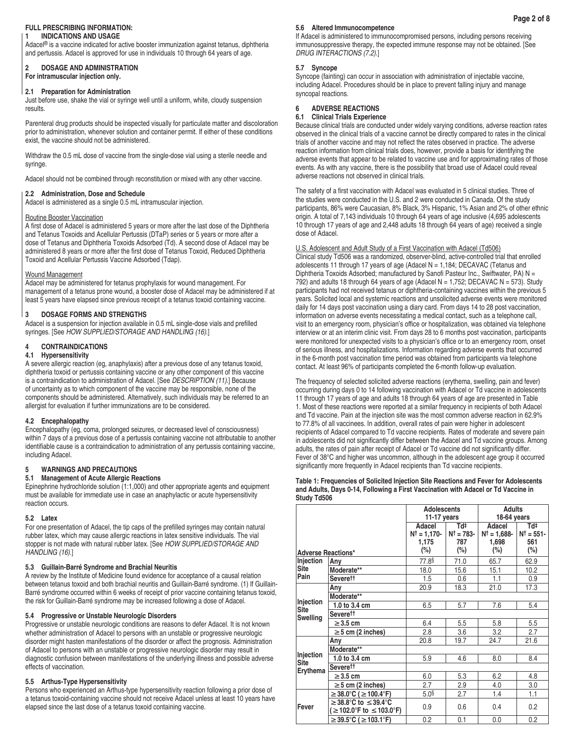## FULL PRESCRIBING INFORMATION:

## 1 INDICATIONS AND USAGE

Adacel® is a vaccine indicated for active booster immunization against tetanus, diphtheria and pertussis. Adacel is approved for use in individuals 10 through 64 years of age.

## 2 DOSAGE AND ADMINISTRATION

**For intramuscular injection only.**

### 2.1 Preparation for Administration

Just before use, shake the vial or syringe well until a uniform, white, cloudy suspension results.

Parenteral drug products should be inspected visually for particulate matter and discoloration prior to administration, whenever solution and container permit. If either of these conditions exist, the vaccine should not be administered.

Withdraw the 0.5 mL dose of vaccine from the single-dose vial using a sterile needle and syringe.

Adacel should not be combined through reconstitution or mixed with any other vaccine.

### 2.2 Administration, Dose and Schedule

Adacel is administered as a single 0.5 mL intramuscular injection.

Routine Booster Vaccination

A first dose of Adacel is administered 5 years or more after the last dose of the Diphtheria and Tetanus Toxoids and Acellular Pertussis (DTaP) series or 5 years or more after a dose of Tetanus and Diphtheria Toxoids Adsorbed (Td). A second dose of Adacel may be administered 8 years or more after the first dose of Tetanus Toxoid, Reduced Diphtheria Toxoid and Acellular Pertussis Vaccine Adsorbed (Tdap).

Wound Management

Adacel may be administered for tetanus prophylaxis for wound management. For management of a tetanus prone wound, a booster dose of Adacel may be administered if at least 5 years have elapsed since previous receipt of a tetanus toxoid containing vaccine.

## 3 DOSAGE FORMS AND STRENGTHS

Adacel is a suspension for injection available in 0.5 mL single-dose vials and prefilled syringes. [See *HOW SUPPLIED/STORAGE AND HANDLING (16).*]

## 4 CONTRAINDICATIONS

### 4.1 Hypersensitivity

A severe allergic reaction (eg, anaphylaxis) after a previous dose of any tetanus toxoid, diphtheria toxoid or pertussis containing vaccine or any other component of this vaccine is a contraindication to administration of Adacel. [See *DESCRIPTION (11).*] Because of uncertainty as to which component of the vaccine may be responsible, none of the components should be administered. Alternatively, such individuals may be referred to an allergist for evaluation if further immunizations are to be considered.

### 4.2 Encephalopathy

Encephalopathy (eg, coma, prolonged seizures, or decreased level of consciousness) within 7 days of a previous dose of a pertussis containing vaccine not attributable to another identifiable cause is a contraindication to administration of any pertussis containing vaccine, including Adacel.

## 5 WARNINGS AND PRECAUTIONS

### 5.1 Management of Acute Allergic Reactions

Epinephrine hydrochloride solution (1:1,000) and other appropriate agents and equipment must be available for immediate use in case an anaphylactic or acute hypersensitivity reaction occurs.

### 5.2 Latex

For one presentation of Adacel, the tip caps of the prefilled syringes may contain natural rubber latex, which may cause allergic reactions in latex sensitive individuals. The vial stopper is not made with natural rubber latex. [See *HOW SUPPLIED/STORAGE AND HANDLING (16).*]

### 5.3 Guillain-Barré Syndrome and Brachial Neuritis

A review by the Institute of Medicine found evidence for acceptance of a causal relation between tetanus toxoid and both brachial neuritis and Guillain-Barré syndrome. (1) If Guillain-Barré syndrome occurred within 6 weeks of receipt of prior vaccine containing tetanus toxoid, the risk for Guillain-Barré syndrome may be increased following a dose of Adacel.

### 5.4 Progressive or Unstable Neurologic Disorders

Progressive or unstable neurologic conditions are reasons to defer Adacel. It is not known whether administration of Adacel to persons with an unstable or progressive neurologic disorder might hasten manifestations of the disorder or affect the prognosis. Administration of Adacel to persons with an unstable or progressive neurologic disorder may result in diagnostic confusion between manifestations of the underlying illness and possible adverse effects of vaccination.

### 5.5 Arthus-Type Hypersensitivity

Persons who experienced an Arthus-type hypersensitivity reaction following a prior dose of a tetanus toxoid-containing vaccine should not receive Adacel unless at least 10 years have elapsed since the last dose of a tetanus toxoid containing vaccine.

### 5.6 Altered Immunocompetence

If Adacel is administered to immunocompromised persons, including persons receiving immunosuppressive therapy, the expected immune response may not be obtained. [See *DRUG INTERACTIONS (7.2).*]

### 5.7 Syncope

Syncope (fainting) can occur in association with administration of injectable vaccine, including Adacel. Procedures should be in place to prevent falling injury and manage syncopal reactions.

## 6 ADVERSE REACTIONS

### 6.1 Clinical Trials Experience

Because clinical trials are conducted under widely varying conditions, adverse reaction rates observed in the clinical trials of a vaccine cannot be directly compared to rates in the clinical trials of another vaccine and may not reflect the rates observed in practice. The adverse reaction information from clinical trials does, however, provide a basis for identifying the adverse events that appear to be related to vaccine use and for approximating rates of those events. As with any vaccine, there is the possibility that broad use of Adacel could reveal adverse reactions not observed in clinical trials.

The safety of a first vaccination with Adacel was evaluated in 5 clinical studies. Three of the studies were conducted in the U.S. and 2 were conducted in Canada. Of the study participants, 86% were Caucasian, 8% Black, 3% Hispanic, 1% Asian and 2% of other ethnic origin. A total of 7,143 individuals 10 through 64 years of age inclusive (4,695 adolescents 10 through 17 years of age and 2,448 adults 18 through 64 years of age) received a single dose of Adacel.

U.S. Adolescent and Adult Study of a First Vaccination with Adacel (Td506)

Clinical study Td506 was a randomized, observer-blind, active-controlled trial that enrolled adolescents 11 through 17 years of age (Adacel N = 1,184; DECAVAC (Tetanus and Diphtheria Toxoids Adsorbed; manufactured by Sanofi Pasteur Inc., Swiftwater, PA) N = 792) and adults 18 through 64 years of age (Adacel N = 1,752; DECAVAC N = 573). Study participants had not received tetanus or diphtheria-containing vaccines within the previous 5 years. Solicited local and systemic reactions and unsolicited adverse events were monitored daily for 14 days post vaccination using a diary card. From days 14 to 28 post vaccination, information on adverse events necessitating a medical contact, such as a telephone call, visit to an emergency room, physician's office or hospitalization, was obtained via telephone interview or at an interim clinic visit. From days 28 to 6 months post vaccination, participants were monitored for unexpected visits to a physician's office or to an emergency room, onset of serious illness, and hospitalizations. Information regarding adverse events that occurred in the 6-month post vaccination time period was obtained from participants via telephone contact. At least 96% of participants completed the 6-month follow-up evaluation.

The frequency of selected solicited adverse reactions (erythema, swelling, pain and fever) occurring during days 0 to 14 following vaccination with Adacel or Td vaccine in adolescents 11 through 17 years of age and adults 18 through 64 years of age are presented in Table 1. Most of these reactions were reported at a similar frequency in recipients of both Adacel and Td vaccine. Pain at the injection site was the most common adverse reaction in 62.9% to 77.8% of all vaccinees. In addition, overall rates of pain were higher in adolescent recipients of Adacel compared to Td vaccine recipients. Rates of moderate and severe pain in adolescents did not significantly differ between the Adacel and Td vaccine groups. Among adults, the rates of pain after receipt of Adacel or Td vaccine did not significantly differ. Fever of 38°C and higher was uncommon, although in the adolescent age group it occurred significantly more frequently in Adacel recipients than Td vaccine recipients.

**Table 1: Frequencies of Solicited Injection Site Reactions and Fever for Adolescents and Adults, Days 0-14, Following a First Vaccination with Adacel or Td Vaccine in Study Td506**

| | | Adolescents 11-17 years | | Adults 18-64 years | |
|---|---|---|---|---|---|
| Adverse Reactions* | | Adacel N† = 1,170-1,175 (%) | Td‡ N† = 783-787 (%) | Adacel N† = 1,688-1,698 (%) | Td‡ N† = 551-561 (%) |
| Injection Site Pain | Any | 77.8§ | 71.0 | 65.7 | 62.9 |
| | Moderate** | 18.0 | 15.6 | 15.1 | 10.2 |
| | Severe†† | 1.5 | 0.6 | 1.1 | 0.9 |
| Injection Site Swelling | Any | 20.9 | 18.3 | 21.0 | 17.3 |
| | Moderate** | | | | |
| | 1.0 to 3.4 cm | 6.5 | 5.7 | 7.6 | 5.4 |
| | Severe†† | | | | |
| | ≥ 3.5 cm | 6.4 | 5.5 | 5.8 | 5.5 |
| | ≥ 5 cm (2 inches) | 2.8 | 3.6 | 3.2 | 2.7 |
| Injection Site Erythema | Any | 20.8 | 19.7 | 24.7 | 21.6 |
| | Moderate** | | | | |
| | 1.0 to 3.4 cm | 5.9 | 4.6 | 8.0 | 8.4 |
| | Severe†† | | | | |
| | ≥ 3.5 cm | 6.0 | 5.3 | 6.2 | 4.8 |
| | ≥ 5 cm (2 inches) | 2.7 | 2.9 | 4.0 | 3.0 |
| Fever | ≥ 38.0°C (≥ 100.4°F) | 5.0§ | 2.7 | 1.4 | 1.1 |
| | ≥ 38.8°C to ≤ 39.4°C (≥ 102.0°F to ≤ 103.0°F) | 0.9 | 0.6 | 0.4 | 0.2 |
| | ≥ 39.5°C (≥ 103.1°F) | 0.2 | 0.1 | 0.0 | 0.2 |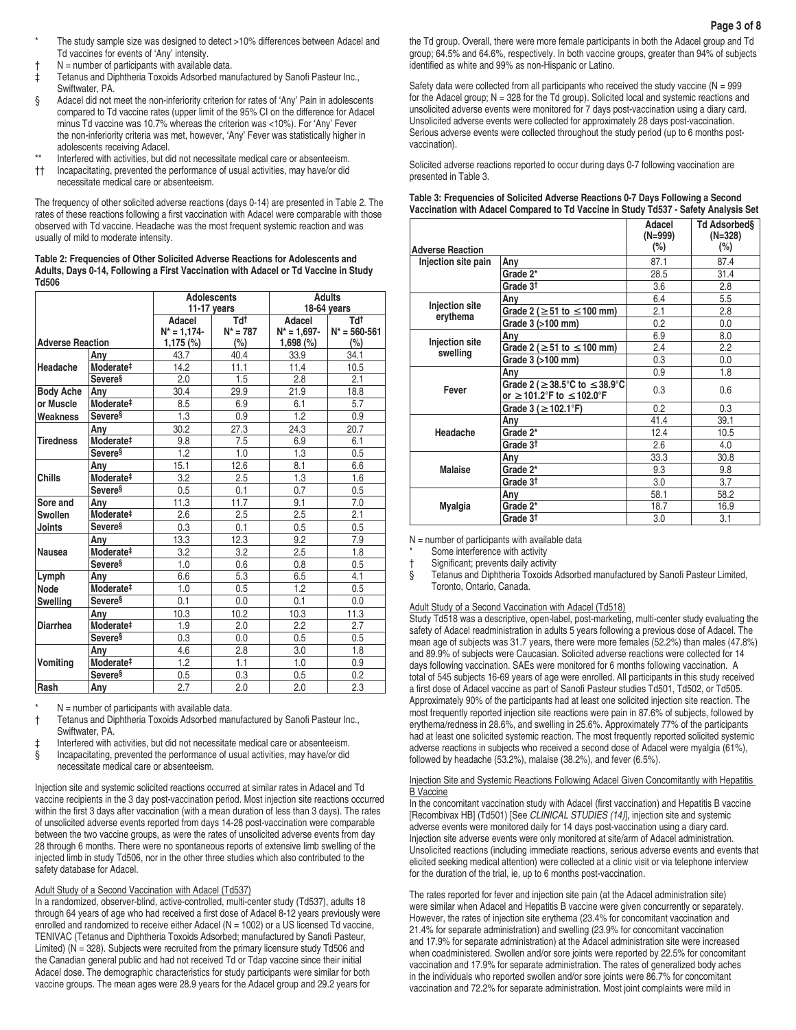\* The study sample size was designed to detect >10% differences between Adacel and Td vaccines for events of 'Any' intensity.

† N = number of participants with available data.

‡ Tetanus and Diphtheria Toxoids Adsorbed manufactured by Sanofi Pasteur Inc., Swiftwater, PA.

§ Adacel did not meet the non-inferiority criterion for rates of 'Any' Pain in adolescents compared to Td vaccine rates (upper limit of the 95% CI on the difference for Adacel minus Td vaccine was 10.7% whereas the criterion was <10%). For 'Any' Fever the non-inferiority criteria was met, however, 'Any' Fever was statistically higher in adolescents receiving Adacel.

\*\* Interfered with activities, but did not necessitate medical care or absenteeism.

†† Incapacitating, prevented the performance of usual activities, may have/or did necessitate medical care or absenteeism.

The frequency of other solicited adverse reactions (days 0-14) are presented in Table 2. The rates of these reactions following a first vaccination with Adacel were comparable with those observed with Td vaccine. Headache was the most frequent systemic reaction and was usually of mild to moderate intensity.

**Table 2: Frequencies of Other Solicited Adverse Reactions for Adolescents and Adults, Days 0-14, Following a First Vaccination with Adacel or Td Vaccine in Study Td506**

| Adverse Reaction | | Adolescents 11-17 years | | Adults 18-64 years | |
|---|---|---|---|---|---|
| | | Adacel N* = 1,174-1,175 (%) | Td† N* = 787 (%) | Adacel N* = 1,697-1,698 (%) | Td† N* = 560-561 (%) |
| Headache | Any | 43.7 | 40.4 | 33.9 | 34.1 |
| | Moderate‡ | 14.2 | 11.1 | 11.4 | 10.5 |
| | Severe§ | 2.0 | 1.5 | 2.8 | 2.1 |
| Body Ache or Muscle Weakness | Any | 30.4 | 29.9 | 21.9 | 18.8 |
| | Moderate‡ | 8.5 | 6.9 | 6.1 | 5.7 |
| | Severe§ | 1.3 | 0.9 | 1.2 | 0.9 |
| Tiredness | Any | 30.2 | 27.3 | 24.3 | 20.7 |
| | Moderate‡ | 9.8 | 7.5 | 6.9 | 6.1 |
| | Severe§ | 1.2 | 1.0 | 1.3 | 0.5 |
| Chills | Any | 15.1 | 12.6 | 8.1 | 6.6 |
| | Moderate‡ | 3.2 | 2.5 | 1.3 | 1.6 |
| | Severe§ | 0.5 | 0.1 | 0.7 | 0.5 |
| Sore and Swollen Joints | Any | 11.3 | 11.7 | 9.1 | 7.0 |
| | Moderate‡ | 2.6 | 2.5 | 2.5 | 2.1 |
| | Severe§ | 0.3 | 0.1 | 0.5 | 0.5 |
| Nausea | Any | 13.3 | 12.3 | 9.2 | 7.9 |
| | Moderate‡ | 3.2 | 3.2 | 2.5 | 1.8 |
| | Severe§ | 1.0 | 0.6 | 0.8 | 0.5 |
| Lymph Node Swelling | Any | 6.6 | 5.3 | 6.5 | 4.1 |
| | Moderate‡ | 1.0 | 0.5 | 1.2 | 0.5 |
| | Severe§ | 0.1 | 0.0 | 0.1 | 0.0 |
| Diarrhea | Any | 10.3 | 10.2 | 10.3 | 11.3 |
| | Moderate‡ | 1.9 | 2.0 | 2.2 | 2.7 |
| | Severe§ | 0.3 | 0.0 | 0.5 | 0.5 |
| Vomiting | Any | 4.6 | 2.8 | 3.0 | 1.8 |
| | Moderate‡ | 1.2 | 1.1 | 1.0 | 0.9 |
| | Severe§ | 0.5 | 0.3 | 0.5 | 0.2 |
| Rash | Any | 2.7 | 2.0 | 2.0 | 2.3 |

\* N = number of participants with available data.

† Tetanus and Diphtheria Toxoids Adsorbed manufactured by Sanofi Pasteur Inc., Swiftwater, PA.

‡ Interfered with activities, but did not necessitate medical care or absenteeism.

§ Incapacitating, prevented the performance of usual activities, may have/or did necessitate medical care or absenteeism.

Injection site and systemic solicited reactions occurred at similar rates in Adacel and Td vaccine recipients in the 3 day post-vaccination period. Most injection site reactions occurred within the first 3 days after vaccination (with a mean duration of less than 3 days). The rates of unsolicited adverse events reported from days 14-28 post-vaccination were comparable between the two vaccine groups, as were the rates of unsolicited adverse events from day 28 through 6 months. There were no spontaneous reports of extensive limb swelling of the injected limb in study Td506, nor in the other three studies which also contributed to the safety database for Adacel.

Adult Study of a Second Vaccination with Adacel (Td537)

In a randomized, observer-blind, active-controlled, multi-center study (Td537), adults 18 through 64 years of age who had received a first dose of Adacel 8-12 years previously were enrolled and randomized to receive either Adacel (N = 1002) or a US licensed Td vaccine, TENIVAC (Tetanus and Diphtheria Toxoids Adsorbed; manufactured by Sanofi Pasteur, Limited) (N = 328). Subjects were recruited from the primary licensure study Td506 and the Canadian general public and had not received Td or Tdap vaccine since their initial Adacel dose. The demographic characteristics for study participants were similar for both vaccine groups. The mean ages were 28.9 years for the Adacel group and 29.2 years for the Td group. Overall, there were more female participants in both the Adacel group and Td group; 64.5% and 64.6%, respectively. In both vaccine groups, greater than 94% of subjects identified as white and 99% as non-Hispanic or Latino.

Safety data were collected from all participants who received the study vaccine (N = 999 for the Adacel group; N = 328 for the Td group). Solicited local and systemic reactions and unsolicited adverse events were monitored for 7 days post-vaccination using a diary card. Unsolicited adverse events were collected for approximately 28 days post-vaccination. Serious adverse events were collected throughout the study period (up to 6 months post-vaccination).

Solicited adverse reactions reported to occur during days 0-7 following vaccination are presented in Table 3.

**Table 3: Frequencies of Solicited Adverse Reactions 0-7 Days Following a Second Vaccination with Adacel Compared to Td Vaccine in Study Td537 - Safety Analysis Set**

| Adverse Reaction | | Adacel (N=999) (%) | Td Adsorbed§ (N=328) (%) |
|---|---|---|---|
| Injection site pain | Any | 87.1 | 87.4 |
| | Grade 2* | 28.5 | 31.4 |
| | Grade 3† | 3.6 | 2.8 |
| Injection site erythema | Any | 6.4 | 5.5 |
| | Grade 2 (≥51 to ≤100 mm) | 2.1 | 2.8 |
| | Grade 3 (>100 mm) | 0.2 | 0.0 |
| Injection site swelling | Any | 6.9 | 8.0 |
| | Grade 2 (≥51 to ≤100 mm) | 2.4 | 2.2 |
| | Grade 3 (>100 mm) | 0.3 | 0.0 |
| Fever | Any | 0.9 | 1.8 |
| | Grade 2 (≥38.5°C to ≤38.9°C or ≥101.2°F to ≤102.0°F | 0.3 | 0.6 |
| | Grade 3 (≥102.1°F) | 0.2 | 0.3 |
| Headache | Any | 41.4 | 39.1 |
| | Grade 2* | 12.4 | 10.5 |
| | Grade 3† | 2.6 | 4.0 |
| Malaise | Any | 33.3 | 30.8 |
| | Grade 2* | 9.3 | 9.8 |
| | Grade 3† | 3.0 | 3.7 |
| Myalgia | Any | 58.1 | 58.2 |
| | Grade 2* | 18.7 | 16.9 |
| | Grade 3† | 3.0 | 3.1 |

N = number of participants with available data

\* Some interference with activity

† Significant; prevents daily activity

§ Tetanus and Diphtheria Toxoids Adsorbed manufactured by Sanofi Pasteur Limited, Toronto, Ontario, Canada.

Adult Study of a Second Vaccination with Adacel (Td518)

Study Td518 was a descriptive, open-label, post-marketing, multi-center study evaluating the safety of Adacel readministration in adults 5 years following a previous dose of Adacel. The mean age of subjects was 31.7 years, there were more females (52.2%) than males (47.8%) and 89.9% of subjects were Caucasian. Solicited adverse reactions were collected for 14 days following vaccination. SAEs were monitored for 6 months following vaccination. A total of 545 subjects 16-69 years of age were enrolled. All participants in this study received a first dose of Adacel vaccine as part of Sanofi Pasteur studies Td501, Td502, or Td505. Approximately 90% of the participants had at least one solicited injection site reaction. The most frequently reported injection site reactions were pain in 87.6% of subjects, followed by erythema/redness in 28.6%, and swelling in 25.6%. Approximately 77% of the participants had at least one solicited systemic reaction. The most frequently reported solicited systemic adverse reactions in subjects who received a second dose of Adacel were myalgia (61%), followed by headache (53.2%), malaise (38.2%), and fever (6.5%).

Injection Site and Systemic Reactions Following Adacel Given Concomitantly with Hepatitis B Vaccine

In the concomitant vaccination study with Adacel (first vaccination) and Hepatitis B vaccine [Recombivax HB] (Td501) [See *CLINICAL STUDIES (14)*], injection site and systemic adverse events were monitored daily for 14 days post-vaccination using a diary card. Injection site adverse events were only monitored at site/arm of Adacel administration. Unsolicited reactions (including immediate reactions, serious adverse events and events that elicited seeking medical attention) were collected at a clinic visit or via telephone interview for the duration of the trial, ie, up to 6 months post-vaccination.

The rates reported for fever and injection site pain (at the Adacel administration site) were similar when Adacel and Hepatitis B vaccine were given concurrently or separately. However, the rates of injection site erythema (23.4% for concomitant vaccination and 21.4% for separate administration) and swelling (23.9% for concomitant vaccination and 17.9% for separate administration) at the Adacel administration site were increased when coadministered. Swollen and/or sore joints were reported by 22.5% for concomitant vaccination and 17.9% for separate administration. The rates of generalized body aches in the individuals who reported swollen and/or sore joints were 86.7% for concomitant vaccination and 72.2% for separate administration. Most joint complaints were mild in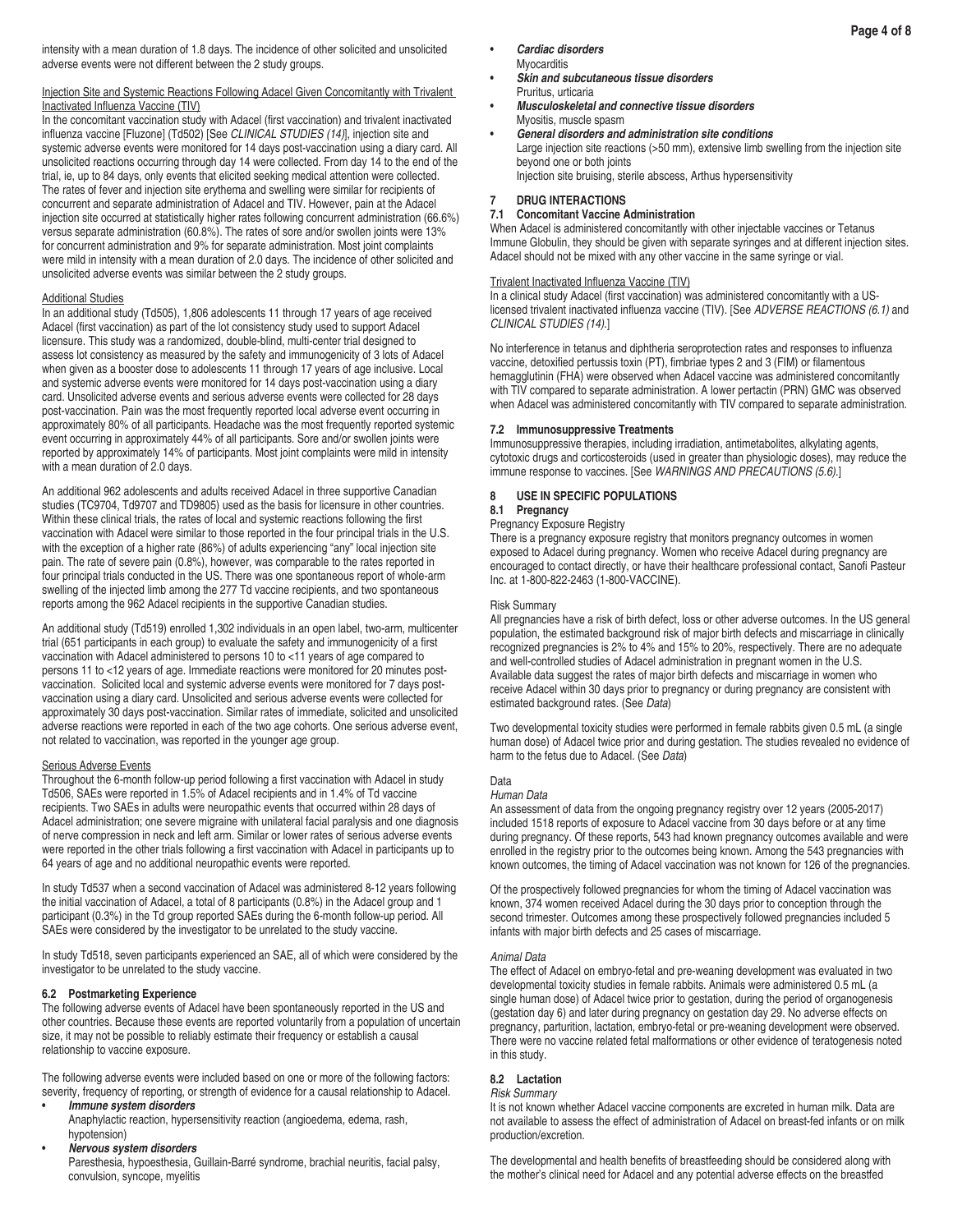intensity with a mean duration of 1.8 days. The incidence of other solicited and unsolicited adverse events were not different between the 2 study groups.

Injection Site and Systemic Reactions Following Adacel Given Concomitantly with Trivalent Inactivated Influenza Vaccine (TIV)

In the concomitant vaccination study with Adacel (first vaccination) and trivalent inactivated influenza vaccine [Fluzone] (Td502) [See *CLINICAL STUDIES (14)*], injection site and systemic adverse events were monitored for 14 days post-vaccination using a diary card. All unsolicited reactions occurring through day 14 were collected. From day 14 to the end of the trial, ie, up to 84 days, only events that elicited seeking medical attention were collected. The rates of fever and injection site erythema and swelling were similar for recipients of concurrent and separate administration of Adacel and TIV. However, pain at the Adacel injection site occurred at statistically higher rates following concurrent administration (66.6%) versus separate administration (60.8%). The rates of sore and/or swollen joints were 13% for concurrent administration and 9% for separate administration. Most joint complaints were mild in intensity with a mean duration of 2.0 days. The incidence of other solicited and unsolicited adverse events was similar between the 2 study groups.

Additional Studies

In an additional study (Td505), 1,806 adolescents 11 through 17 years of age received Adacel (first vaccination) as part of the lot consistency study used to support Adacel licensure. This study was a randomized, double-blind, multi-center trial designed to assess lot consistency as measured by the safety and immunogenicity of 3 lots of Adacel when given as a booster dose to adolescents 11 through 17 years of age inclusive. Local and systemic adverse events were monitored for 14 days post-vaccination using a diary card. Unsolicited adverse events and serious adverse events were collected for 28 days post-vaccination. Pain was the most frequently reported local adverse event occurring in approximately 80% of all participants. Headache was the most frequently reported systemic event occurring in approximately 44% of all participants. Sore and/or swollen joints were reported by approximately 14% of participants. Most joint complaints were mild in intensity with a mean duration of 2.0 days.

An additional 962 adolescents and adults received Adacel in three supportive Canadian studies (TC9704, Td9707 and TD9805) used as the basis for licensure in other countries. Within these clinical trials, the rates of local and systemic reactions following the first vaccination with Adacel were similar to those reported in the four principal trials in the U.S. with the exception of a higher rate (86%) of adults experiencing "any" local injection site pain. The rate of severe pain (0.8%), however, was comparable to the rates reported in four principal trials conducted in the US. There was one spontaneous report of whole-arm swelling of the injected limb among the 277 Td vaccine recipients, and two spontaneous reports among the 962 Adacel recipients in the supportive Canadian studies.

An additional study (Td519) enrolled 1,302 individuals in an open label, two-arm, multicenter trial (651 participants in each group) to evaluate the safety and immunogenicity of a first vaccination with Adacel administered to persons 10 to <11 years of age compared to persons 11 to <12 years of age. Immediate reactions were monitored for 20 minutes post-vaccination. Solicited local and systemic adverse events were monitored for 7 days post-vaccination using a diary card. Unsolicited and serious adverse events were collected for approximately 30 days post-vaccination. Similar rates of immediate, solicited and unsolicited adverse reactions were reported in each of the two age cohorts. One serious adverse event, not related to vaccination, was reported in the younger age group.

Serious Adverse Events

Throughout the 6-month follow-up period following a first vaccination with Adacel in study Td506, SAEs were reported in 1.5% of Adacel recipients and in 1.4% of Td vaccine recipients. Two SAEs in adults were neuropathic events that occurred within 28 days of Adacel administration; one severe migraine with unilateral facial paralysis and one diagnosis of nerve compression in neck and left arm. Similar or lower rates of serious adverse events were reported in the other trials following a first vaccination with Adacel in participants up to 64 years of age and no additional neuropathic events were reported.

In study Td537 when a second vaccination of Adacel was administered 8-12 years following the initial vaccination of Adacel, a total of 8 participants (0.8%) in the Adacel group and 1 participant (0.3%) in the Td group reported SAEs during the 6-month follow-up period. All SAEs were considered by the investigator to be unrelated to the study vaccine.

In study Td518, seven participants experienced an SAE, all of which were considered by the investigator to be unrelated to the study vaccine.

### 6.2 Postmarketing Experience

The following adverse events of Adacel have been spontaneously reported in the US and other countries. Because these events are reported voluntarily from a population of uncertain size, it may not be possible to reliably estimate their frequency or establish a causal relationship to vaccine exposure.

The following adverse events were included based on one or more of the following factors: severity, frequency of reporting, or strength of evidence for a causal relationship to Adacel.

- ***Immune system disorders***
  Anaphylactic reaction, hypersensitivity reaction (angioedema, edema, rash, hypotension)
- ***Nervous system disorders***
  Paresthesia, hypoesthesia, Guillain-Barré syndrome, brachial neuritis, facial palsy, convulsion, syncope, myelitis
- ***Cardiac disorders***
  Myocarditis
- ***Skin and subcutaneous tissue disorders***
  Pruritus, urticaria
- ***Musculoskeletal and connective tissue disorders***
  Myositis, muscle spasm
- ***General disorders and administration site conditions***
  Large injection site reactions (>50 mm), extensive limb swelling from the injection site beyond one or both joints
  Injection site bruising, sterile abscess, Arthus hypersensitivity

## 7 DRUG INTERACTIONS

### 7.1 Concomitant Vaccine Administration

When Adacel is administered concomitantly with other injectable vaccines or Tetanus Immune Globulin, they should be given with separate syringes and at different injection sites. Adacel should not be mixed with any other vaccine in the same syringe or vial.

Trivalent Inactivated Influenza Vaccine (TIV)

In a clinical study Adacel (first vaccination) was administered concomitantly with a US-licensed trivalent inactivated influenza vaccine (TIV). [See *ADVERSE REACTIONS (6.1)* and *CLINICAL STUDIES (14)*.]

No interference in tetanus and diphtheria seroprotection rates and responses to influenza vaccine, detoxified pertussis toxin (PT), fimbriae types 2 and 3 (FIM) or filamentous hemagglutinin (FHA) were observed when Adacel vaccine was administered concomitantly with TIV compared to separate administration. A lower pertactin (PRN) GMC was observed when Adacel was administered concomitantly with TIV compared to separate administration.

### 7.2 Immunosuppressive Treatments

Immunosuppressive therapies, including irradiation, antimetabolites, alkylating agents, cytotoxic drugs and corticosteroids (used in greater than physiologic doses), may reduce the immune response to vaccines. [See *WARNINGS AND PRECAUTIONS (5.6)*.]

## 8 USE IN SPECIFIC POPULATIONS

### 8.1 Pregnancy

Pregnancy Exposure Registry

There is a pregnancy exposure registry that monitors pregnancy outcomes in women exposed to Adacel during pregnancy. Women who receive Adacel during pregnancy are encouraged to contact directly, or have their healthcare professional contact, Sanofi Pasteur Inc. at 1-800-822-2463 (1-800-VACCINE).

Risk Summary

All pregnancies have a risk of birth defect, loss or other adverse outcomes. In the US general population, the estimated background risk of major birth defects and miscarriage in clinically recognized pregnancies is 2% to 4% and 15% to 20%, respectively. There are no adequate and well-controlled studies of Adacel administration in pregnant women in the U.S. Available data suggest the rates of major birth defects and miscarriage in women who receive Adacel within 30 days prior to pregnancy or during pregnancy are consistent with estimated background rates. (See *Data*)

Two developmental toxicity studies were performed in female rabbits given 0.5 mL (a single human dose) of Adacel twice prior and during gestation. The studies revealed no evidence of harm to the fetus due to Adacel. (See *Data*)

Data

*Human Data*

An assessment of data from the ongoing pregnancy registry over 12 years (2005-2017) included 1518 reports of exposure to Adacel vaccine from 30 days before or at any time during pregnancy. Of these reports, 543 had known pregnancy outcomes available and were enrolled in the registry prior to the outcomes being known. Among the 543 pregnancies with known outcomes, the timing of Adacel vaccination was not known for 126 of the pregnancies.

Of the prospectively followed pregnancies for whom the timing of Adacel vaccination was known, 374 women received Adacel during the 30 days prior to conception through the second trimester. Outcomes among these prospectively followed pregnancies included 5 infants with major birth defects and 25 cases of miscarriage.

*Animal Data*

The effect of Adacel on embryo-fetal and pre-weaning development was evaluated in two developmental toxicity studies in female rabbits. Animals were administered 0.5 mL (a single human dose) of Adacel twice prior to gestation, during the period of organogenesis (gestation day 6) and later during pregnancy on gestation day 29. No adverse effects on pregnancy, parturition, lactation, embryo-fetal or pre-weaning development were observed. There were no vaccine related fetal malformations or other evidence of teratogenesis noted in this study.

### 8.2 Lactation

*Risk Summary*

It is not known whether Adacel vaccine components are excreted in human milk. Data are not available to assess the effect of administration of Adacel on breast-fed infants or on milk production/excretion.

The developmental and health benefits of breastfeeding should be considered along with the mother's clinical need for Adacel and any potential adverse effects on the breastfed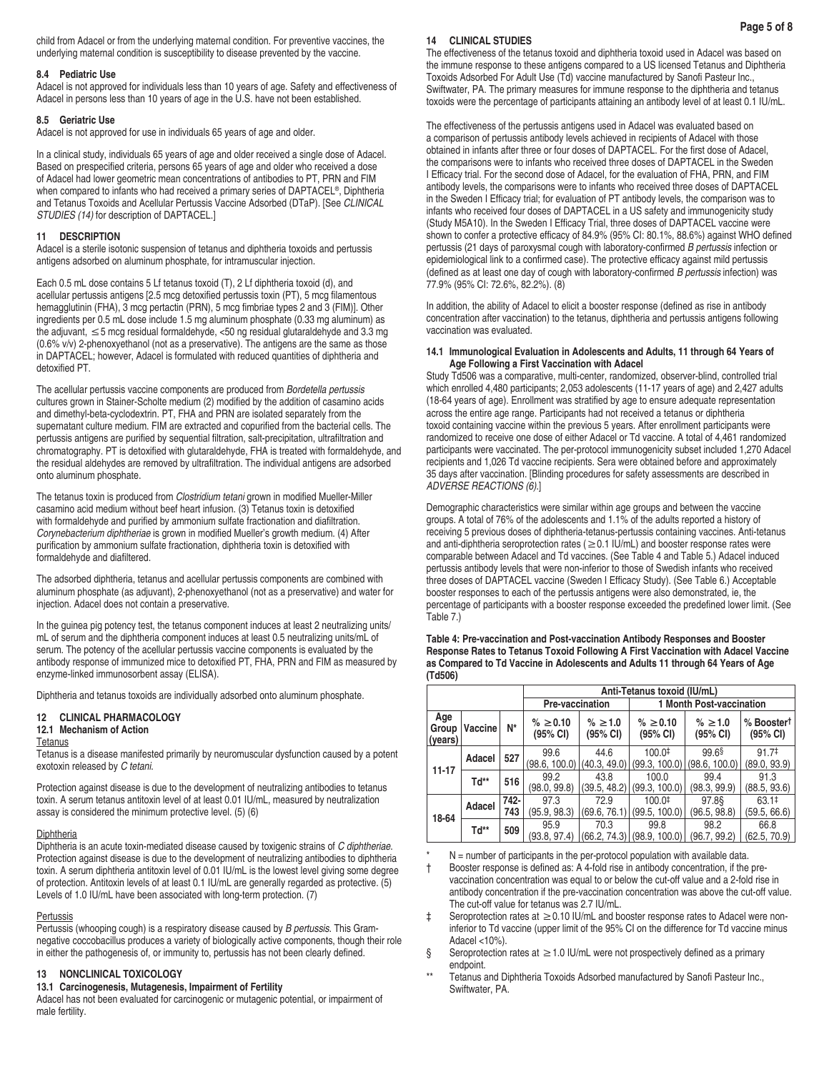child from Adacel or from the underlying maternal condition. For preventive vaccines, the underlying maternal condition is susceptibility to disease prevented by the vaccine.

### 8.4 Pediatric Use

Adacel is not approved for individuals less than 10 years of age. Safety and effectiveness of Adacel in persons less than 10 years of age in the U.S. have not been established.

### 8.5 Geriatric Use

Adacel is not approved for use in individuals 65 years of age and older.

In a clinical study, individuals 65 years of age and older received a single dose of Adacel. Based on prespecified criteria, persons 65 years of age and older who received a dose of Adacel had lower geometric mean concentrations of antibodies to PT, PRN and FIM when compared to infants who had received a primary series of DAPTACEL®, Diphtheria and Tetanus Toxoids and Acellular Pertussis Vaccine Adsorbed (DTaP). [See *CLINICAL STUDIES (14)* for description of DAPTACEL.]

## 11 DESCRIPTION

Adacel is a sterile isotonic suspension of tetanus and diphtheria toxoids and pertussis antigens adsorbed on aluminum phosphate, for intramuscular injection.

Each 0.5 mL dose contains 5 Lf tetanus toxoid (T), 2 Lf diphtheria toxoid (d), and acellular pertussis antigens [2.5 mcg detoxified pertussis toxin (PT), 5 mcg filamentous hemagglutinin (FHA), 3 mcg pertactin (PRN), 5 mcg fimbriae types 2 and 3 (FIM)]. Other ingredients per 0.5 mL dose include 1.5 mg aluminum phosphate (0.33 mg aluminum) as the adjuvant, ≤ 5 mcg residual formaldehyde, <50 ng residual glutaraldehyde and 3.3 mg (0.6% v/v) 2-phenoxyethanol (not as a preservative). The antigens are the same as those in DAPTACEL; however, Adacel is formulated with reduced quantities of diphtheria and detoxified PT.

The acellular pertussis vaccine components are produced from *Bordetella pertussis* cultures grown in Stainer-Scholte medium (2) modified by the addition of casamino acids and dimethyl-beta-cyclodextrin. PT, FHA and PRN are isolated separately from the supernatant culture medium. FIM are extracted and copurified from the bacterial cells. The pertussis antigens are purified by sequential filtration, salt-precipitation, ultrafiltration and chromatography. PT is detoxified with glutaraldehyde, FHA is treated with formaldehyde, and the residual aldehydes are removed by ultrafiltration. The individual antigens are adsorbed onto aluminum phosphate.

The tetanus toxin is produced from *Clostridium tetani* grown in modified Mueller-Miller casamino acid medium without beef heart infusion. (3) Tetanus toxin is detoxified with formaldehyde and purified by ammonium sulfate fractionation and diafiltration. *Corynebacterium diphtheriae* is grown in modified Mueller's growth medium. (4) After purification by ammonium sulfate fractionation, diphtheria toxin is detoxified with formaldehyde and diafiltered.

The adsorbed diphtheria, tetanus and acellular pertussis components are combined with aluminum phosphate (as adjuvant), 2-phenoxyethanol (not as a preservative) and water for injection. Adacel does not contain a preservative.

In the guinea pig potency test, the tetanus component induces at least 2 neutralizing units/mL of serum and the diphtheria component induces at least 0.5 neutralizing units/mL of serum. The potency of the acellular pertussis vaccine components is evaluated by the antibody response of immunized mice to detoxified PT, FHA, PRN and FIM as measured by enzyme-linked immunosorbent assay (ELISA).

Diphtheria and tetanus toxoids are individually adsorbed onto aluminum phosphate.

## 12 CLINICAL PHARMACOLOGY

### 12.1 Mechanism of Action

Tetanus

Tetanus is a disease manifested primarily by neuromuscular dysfunction caused by a potent exotoxin released by *C tetani*.

Protection against disease is due to the development of neutralizing antibodies to tetanus toxin. A serum tetanus antitoxin level of at least 0.01 IU/mL, measured by neutralization assay is considered the minimum protective level. (5) (6)

Diphtheria

Diphtheria is an acute toxin-mediated disease caused by toxigenic strains of *C diphtheriae*. Protection against disease is due to the development of neutralizing antibodies to diphtheria toxin. A serum diphtheria antitoxin level of 0.01 IU/mL is the lowest level giving some degree of protection. Antitoxin levels of at least 0.1 IU/mL are generally regarded as protective. (5) Levels of 1.0 IU/mL have been associated with long-term protection. (7)

Pertussis

Pertussis (whooping cough) is a respiratory disease caused by *B pertussis*. This Gram-negative coccobacillus produces a variety of biologically active components, though their role in either the pathogenesis of, or immunity to, pertussis has not been clearly defined.

## 13 NONCLINICAL TOXICOLOGY

### 13.1 Carcinogenesis, Mutagenesis, Impairment of Fertility

Adacel has not been evaluated for carcinogenic or mutagenic potential, or impairment of male fertility.

## 14 CLINICAL STUDIES

The effectiveness of the tetanus toxoid and diphtheria toxoid used in Adacel was based on the immune response to these antigens compared to a US licensed Tetanus and Diphtheria Toxoids Adsorbed For Adult Use (Td) vaccine manufactured by Sanofi Pasteur Inc., Swiftwater, PA. The primary measures for immune response to the diphtheria and tetanus toxoids were the percentage of participants attaining an antibody level of at least 0.1 IU/mL.

The effectiveness of the pertussis antigens used in Adacel was evaluated based on a comparison of pertussis antibody levels achieved in recipients of Adacel with those obtained in infants after three or four doses of DAPTACEL. For the first dose of Adacel, the comparisons were to infants who received three doses of DAPTACEL in the Sweden I Efficacy trial. For the second dose of Adacel, for the evaluation of FHA, PRN, and FIM antibody levels, the comparisons were to infants who received three doses of DAPTACEL in the Sweden I Efficacy trial; for evaluation of PT antibody levels, the comparison was to infants who received four doses of DAPTACEL in a US safety and immunogenicity study (Study M5A10). In the Sweden I Efficacy Trial, three doses of DAPTACEL vaccine were shown to confer a protective efficacy of 84.9% (95% CI: 80.1%, 88.6%) against WHO defined pertussis (21 days of paroxysmal cough with laboratory-confirmed *B pertussis* infection or epidemiological link to a confirmed case). The protective efficacy against mild pertussis (defined as at least one day of cough with laboratory-confirmed *B pertussis* infection) was 77.9% (95% CI: 72.6%, 82.2%). (8)

In addition, the ability of Adacel to elicit a booster response (defined as rise in antibody concentration after vaccination) to the tetanus, diphtheria and pertussis antigens following vaccination was evaluated.

### 14.1 Immunological Evaluation in Adolescents and Adults, 11 through 64 Years of Age Following a First Vaccination with Adacel

Study Td506 was a comparative, multi-center, randomized, observer-blind, controlled trial which enrolled 4,480 participants; 2,053 adolescents (11-17 years of age) and 2,427 adults (18-64 years of age). Enrollment was stratified by age to ensure adequate representation across the entire age range. Participants had not received a tetanus or diphtheria toxoid containing vaccine within the previous 5 years. After enrollment participants were randomized to receive one dose of either Adacel or Td vaccine. A total of 4,461 randomized participants were vaccinated. The per-protocol immunogenicity subset included 1,270 Adacel recipients and 1,026 Td vaccine recipients. Sera were obtained before and approximately 35 days after vaccination. [Blinding procedures for safety assessments are described in *ADVERSE REACTIONS (6)*.]

Demographic characteristics were similar within age groups and between the vaccine groups. A total of 76% of the adolescents and 1.1% of the adults reported a history of receiving 5 previous doses of diphtheria-tetanus-pertussis containing vaccines. Anti-tetanus and anti-diphtheria seroprotection rates (≥ 0.1 IU/mL) and booster response rates were comparable between Adacel and Td vaccines. (See Table 4 and Table 5.) Adacel induced pertussis antibody levels that were non-inferior to those of Swedish infants who received three doses of DAPTACEL vaccine (Sweden I Efficacy Study). (See Table 6.) Acceptable booster responses to each of the pertussis antigens were also demonstrated, ie, the percentage of participants with a booster response exceeded the predefined lower limit. (See Table 7.)

**Table 4: Pre-vaccination and Post-vaccination Antibody Responses and Booster Response Rates to Tetanus Toxoid Following A First Vaccination with Adacel Vaccine as Compared to Td Vaccine in Adolescents and Adults 11 through 64 Years of Age (Td506)**

| | | | Anti-Tetanus toxoid (IU/mL) | | | | |
|---|---|---|---|---|---|---|---|
| | | | Pre-vaccination | | 1 Month Post-vaccination | | |
| Age Group (years) | Vaccine | N* | % ≥ 0.10 (95% CI) | % ≥ 1.0 (95% CI) | % ≥ 0.10 (95% CI) | % ≥ 1.0 (95% CI) | % Booster† (95% CI) |
| 11-17 | Adacel | 527 | 99.6 (98.6, 100.0) | 44.6 (40.3, 49.0) | 100.0‡ (99.3, 100.0) | 99.6§ (98.6, 100.0) | 91.7‡ (89.0, 93.9) |
| | Td** | 516 | 99.2 (98.0, 99.8) | 43.8 (39.5, 48.2) | 100.0 (99.3, 100.0) | 99.4 (98.3, 99.9) | 91.3 (88.5, 93.6) |
| 18-64 | Adacel | 742-743 | 97.3 (95.9, 98.3) | 72.9 (69.6, 76.1) | 100.0‡ (99.5, 100.0) | 97.8§ (96.5, 98.8) | 63.1‡ (59.5, 66.6) |
| | Td** | 509 | 95.9 (93.8, 97.4) | 70.3 (66.2, 74.3) | 99.8 (98.9, 100.0) | 98.2 (96.7, 99.2) | 66.8 (62.5, 70.9) |

\* N = number of participants in the per-protocol population with available data.

† Booster response is defined as: A 4-fold rise in antibody concentration, if the pre-vaccination concentration was equal to or below the cut-off value and a 2-fold rise in antibody concentration if the pre-vaccination concentration was above the cut-off value. The cut-off value for tetanus was 2.7 IU/mL.

‡ Seroprotection rates at ≥ 0.10 IU/mL and booster response rates to Adacel were non-inferior to Td vaccine (upper limit of the 95% CI on the difference for Td vaccine minus Adacel <10%).

§ Seroprotection rates at ≥ 1.0 IU/mL were not prospectively defined as a primary endpoint.

** Tetanus and Diphtheria Toxoids Adsorbed manufactured by Sanofi Pasteur Inc., Swiftwater, PA.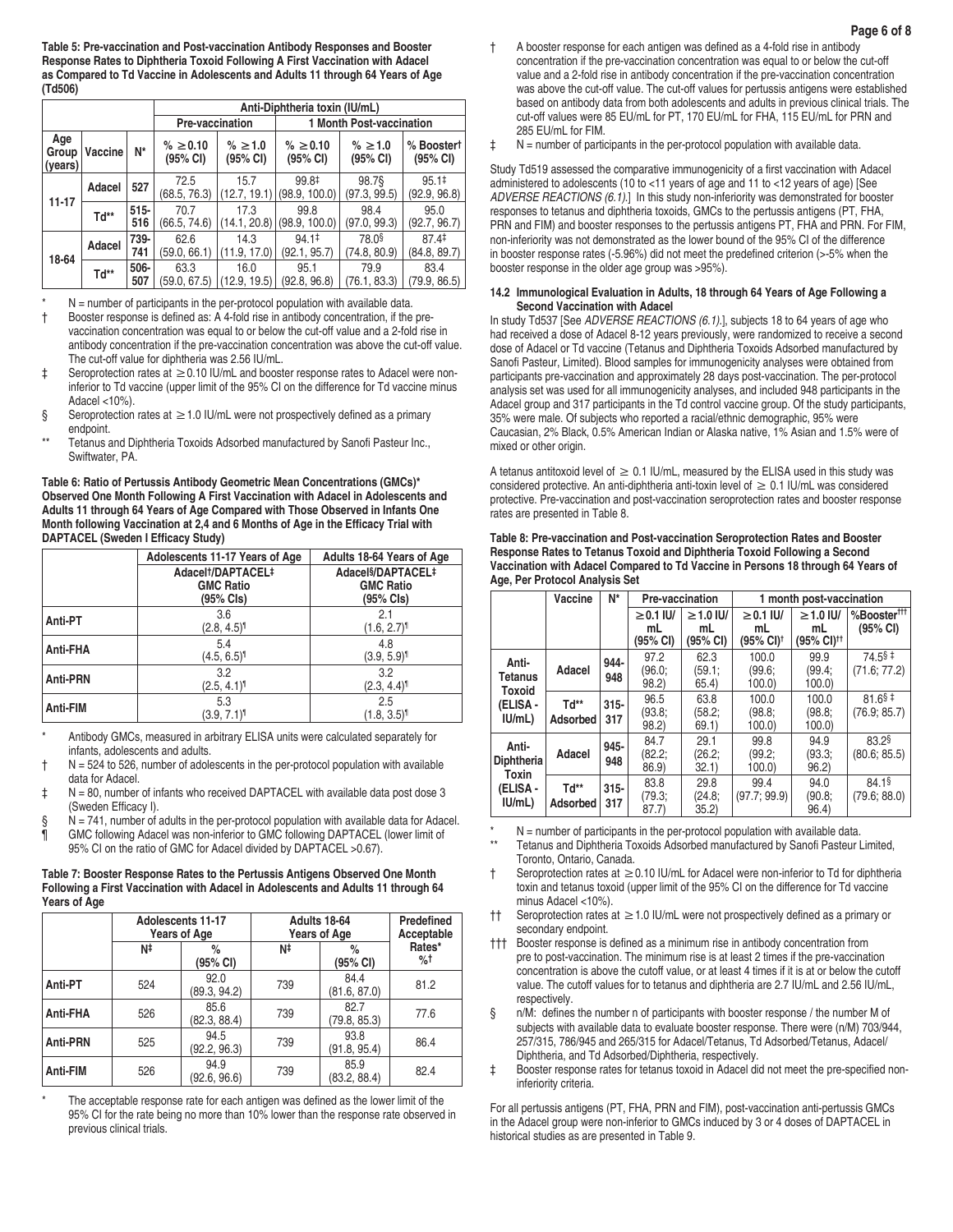**Table 5: Pre-vaccination and Post-vaccination Antibody Responses and Booster Response Rates to Diphtheria Toxoid Following A First Vaccination with Adacel as Compared to Td Vaccine in Adolescents and Adults 11 through 64 Years of Age (Td506)**

| | | | Anti-Diphtheria toxin (IU/mL) | | | | |
|---|---|---|---|---|---|---|---|
| | | | Pre-vaccination | | 1 Month Post-vaccination | | |
| Age Group (years) | Vaccine | N* | % ≥ 0.10 (95% CI) | % ≥ 1.0 (95% CI) | % ≥ 0.10 (95% CI) | % ≥ 1.0 (95% CI) | % Booster† (95% CI) |
| 11-17 | Adacel | 527 | 72.5 (68.5, 76.3) | 15.7 (12.7, 19.1) | 99.8‡ (98.9, 100.0) | 98.7§ (97.3, 99.5) | 95.1‡ (92.9, 96.8) |
| | Td** | 515-516 | 70.7 (66.5, 74.6) | 17.3 (14.1, 20.8) | 99.8 (98.9, 100.0) | 98.4 (97.0, 99.3) | 95.0 (92.7, 96.7) |
| 18-64 | Adacel | 739-741 | 62.6 (59.0, 66.1) | 14.3 (11.9, 17.0) | 94.1‡ (92.1, 95.7) | 78.0§ (74.8, 80.9) | 87.4‡ (84.8, 89.7) |
| | Td** | 506-507 | 63.3 (59.0, 67.5) | 16.0 (12.9, 19.5) | 95.1 (92.8, 96.8) | 79.9 (76.1, 83.3) | 83.4 (79.9, 86.5) |

\* N = number of participants in the per-protocol population with available data.

† Booster response is defined as: A 4-fold rise in antibody concentration, if the pre-vaccination concentration was equal to or below the cut-off value and a 2-fold rise in antibody concentration if the pre-vaccination concentration was above the cut-off value. The cut-off value for diphtheria was 2.56 IU/mL.

‡ Seroprotection rates at ≥ 0.10 IU/mL and booster response rates to Adacel were non-inferior to Td vaccine (upper limit of the 95% CI on the difference for Td vaccine minus Adacel <10%).

§ Seroprotection rates at ≥ 1.0 IU/mL were not prospectively defined as a primary endpoint.

\*\* Tetanus and Diphtheria Toxoids Adsorbed manufactured by Sanofi Pasteur Inc., Swiftwater, PA.

**Table 6: Ratio of Pertussis Antibody Geometric Mean Concentrations (GMCs)\* Observed One Month Following A First Vaccination with Adacel in Adolescents and Adults 11 through 64 Years of Age Compared with Those Observed in Infants One Month following Vaccination at 2,4 and 6 Months of Age in the Efficacy Trial with DAPTACEL (Sweden I Efficacy Study)**

| | Adolescents 11-17 Years of Age | Adults 18-64 Years of Age |
|---|---|---|
| | Adacel†/DAPTACEL‡ GMC Ratio (95% CIs) | Adacel§/DAPTACEL‡ GMC Ratio (95% CIs) |
| Anti-PT | 3.6 (2.8, 4.5)¶ | 2.1 (1.6, 2.7)¶ |
| Anti-FHA | 5.4 (4.5, 6.5)¶ | 4.8 (3.9, 5.9)¶ |
| Anti-PRN | 3.2 (2.5, 4.1)¶ | 3.2 (2.3, 4.4)¶ |
| Anti-FIM | 5.3 (3.9, 7.1)¶ | 2.5 (1.8, 3.5)¶ |

\* Antibody GMCs, measured in arbitrary ELISA units were calculated separately for infants, adolescents and adults.

† N = 524 to 526, number of adolescents in the per-protocol population with available data for Adacel.

‡ N = 80, number of infants who received DAPTACEL with available data post dose 3 (Sweden Efficacy I).

§ N = 741, number of adults in the per-protocol population with available data for Adacel.

¶ GMC following Adacel was non-inferior to GMC following DAPTACEL (lower limit of 95% CI on the ratio of GMC for Adacel divided by DAPTACEL >0.67).

**Table 7: Booster Response Rates to the Pertussis Antigens Observed One Month Following a First Vaccination with Adacel in Adolescents and Adults 11 through 64 Years of Age**

| | Adolescents 11-17 Years of Age | | Adults 18-64 Years of Age | | Predefined Acceptable Rates* |
|---|---|---|---|---|---|
| | N‡ | % (95% CI) | N‡ | % (95% CI) | %† |
| Anti-PT | 524 | 92.0 (89.3, 94.2) | 739 | 84.4 (81.6, 87.0) | 81.2 |
| Anti-FHA | 526 | 85.6 (82.3, 88.4) | 739 | 82.7 (79.8, 85.3) | 77.6 |
| Anti-PRN | 525 | 94.5 (92.2, 96.3) | 739 | 93.8 (91.8, 95.4) | 86.4 |
| Anti-FIM | 526 | 94.9 (92.6, 96.6) | 739 | 85.9 (83.2, 88.4) | 82.4 |

\* The acceptable response rate for each antigen was defined as the lower limit of the 95% CI for the rate being no more than 10% lower than the response rate observed in previous clinical trials.

† A booster response for each antigen was defined as a 4-fold rise in antibody concentration if the pre-vaccination concentration was equal to or below the cut-off value and a 2-fold rise in antibody concentration if the pre-vaccination concentration was above the cut-off value. The cut-off values for pertussis antigens were established based on antibody data from both adolescents and adults in previous clinical trials. The cut-off values were 85 EU/mL for PT, 170 EU/mL for FHA, 115 EU/mL for PRN and 285 EU/mL for FIM.

‡ N = number of participants in the per-protocol population with available data.

Study Td519 assessed the comparative immunogenicity of a first vaccination with Adacel administered to adolescents (10 to <11 years of age and 11 to <12 years of age) [See *ADVERSE REACTIONS (6.1)*.] In this study non-inferiority was demonstrated for booster responses to tetanus and diphtheria toxoids, GMCs to the pertussis antigens (PT, FHA, PRN and FIM) and booster responses to the pertussis antigens PT, FHA and PRN. For FIM, non-inferiority was not demonstrated as the lower bound of the 95% CI of the difference in booster response rates (-5.96%) did not meet the predefined criterion (>-5% when the booster response in the older age group was >95%).

### 14.2 Immunological Evaluation in Adults, 18 through 64 Years of Age Following a Second Vaccination with Adacel

In study Td537 [See *ADVERSE REACTIONS (6.1)*.], subjects 18 to 64 years of age who had received a dose of Adacel 8-12 years previously, were randomized to receive a second dose of Adacel or Td vaccine (Tetanus and Diphtheria Toxoids Adsorbed manufactured by Sanofi Pasteur, Limited). Blood samples for immunogenicity analyses were obtained from participants pre-vaccination and approximately 28 days post-vaccination. The per-protocol analysis set was used for all immunogenicity analyses, and included 948 participants in the Adacel group and 317 participants in the Td control vaccine group. Of the study participants, 35% were male. Of subjects who reported a racial/ethnic demographic, 95% were Caucasian, 2% Black, 0.5% American Indian or Alaska native, 1% Asian and 1.5% were of mixed or other origin.

A tetanus antitoxoid level of ≥ 0.1 IU/mL, measured by the ELISA used in this study was considered protective. An anti-diphtheria anti-toxin level of ≥ 0.1 IU/mL was considered protective. Pre-vaccination and post-vaccination seroprotection rates and booster response rates are presented in Table 8.

**Table 8: Pre-vaccination and Post-vaccination Seroprotection Rates and Booster Response Rates to Tetanus Toxoid and Diphtheria Toxoid Following a Second Vaccination with Adacel Compared to Td Vaccine in Persons 18 through 64 Years of Age, Per Protocol Analysis Set**

| | Vaccine | N* | Pre-vaccination | | 1 month post-vaccination | | |
|---|---|---|---|---|---|---|---|
| | | | ≥ 0.1 IU/mL (95% CI) | ≥ 1.0 IU/mL (95% CI) | ≥ 0.1 IU/mL (95% CI)† | ≥ 1.0 IU/mL (95% CI)†† | %Booster††† (95% CI) |
| Anti-Tetanus Toxoid (ELISA - IU/mL) | Adacel | 944-948 | 97.2 (96.0; 98.2) | 62.3 (59.1; 65.4) | 100.0 (99.6; 100.0) | 99.9 (99.4; 100.0) | 74.5§ ‡ (71.6; 77.2) |
| | Td** Adsorbed | 315-317 | 96.5 (93.8; 98.2) | 63.8 (58.2; 69.1) | 100.0 (98.8; 100.0) | 100.0 (98.8; 100.0) | 81.6§ ‡ (76.9; 85.7) |
| Anti-Diphtheria Toxin (ELISA - IU/mL) | Adacel | 945-948 | 84.7 (82.2; 86.9) | 29.1 (26.2; 32.1) | 99.8 (99.2; 100.0) | 94.9 (93.3; 96.2) | 83.2§ (80.6; 85.5) |
| | Td** Adsorbed | 315-317 | 83.8 (79.3; 87.7) | 29.8 (24.8; 35.2) | 99.4 (97.7; 99.9) | 94.0 (90.8; 96.4) | 84.1§ (79.6; 88.0) |

\* N = number of participants in the per-protocol population with available data.

\*\* Tetanus and Diphtheria Toxoids Adsorbed manufactured by Sanofi Pasteur Limited, Toronto, Ontario, Canada.

† Seroprotection rates at ≥ 0.10 IU/mL for Adacel were non-inferior to Td for diphtheria toxin and tetanus toxoid (upper limit of the 95% CI on the difference for Td vaccine minus Adacel <10%).

†† Seroprotection rates at ≥ 1.0 IU/mL were not prospectively defined as a primary or secondary endpoint.

††† Booster response is defined as a minimum rise in antibody concentration from pre to post-vaccination. The minimum rise is at least 2 times if the pre-vaccination concentration is above the cutoff value, or at least 4 times if it is at or below the cutoff value. The cutoff values for tetanus and diphtheria are 2.7 IU/mL and 2.56 IU/mL, respectively.

§ n/M: defines the number n of participants with booster response / the number M of subjects with available data to evaluate booster response. There were (n/M) 703/944, 257/315, 786/945 and 265/315 for Adacel/Tetanus, Td Adsorbed/Tetanus, Adacel/Diphtheria, and Td Adsorbed/Diphtheria, respectively.

‡ Booster response rates for tetanus toxoid in Adacel did not meet the pre-specified non-inferiority criteria.

For all pertussis antigens (PT, FHA, PRN and FIM), post-vaccination anti-pertussis GMCs in the Adacel group were non-inferior to GMCs induced by 3 or 4 doses of DAPTACEL in historical studies as are presented in Table 9.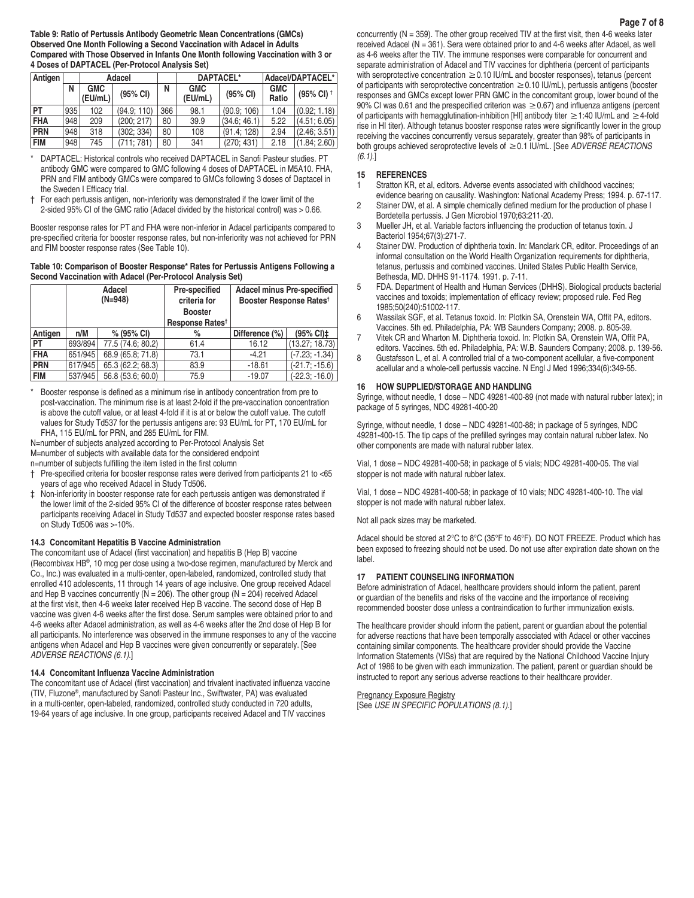**Table 9: Ratio of Pertussis Antibody Geometric Mean Concentrations (GMCs) Observed One Month Following a Second Vaccination with Adacel in Adults Compared with Those Observed in Infants One Month following Vaccination with 3 or 4 Doses of DAPTACEL (Per-Protocol Analysis Set)**

| Antigen | Adacel | | | DAPTACEL* | | | Adacel/DAPTACEL* | |
|---|---|---|---|---|---|---|---|---|
| | N | GMC (EU/mL) | (95% CI) | N | GMC (EU/mL) | (95% CI) | GMC Ratio | (95% CI) † |
| PT | 935 | 102 | (94.9; 110) | 366 | 98.1 | (90.9; 106) | 1.04 | (0.92; 1.18) |
| FHA | 948 | 209 | (200; 217) | 80 | 39.9 | (34.6; 46.1) | 5.22 | (4.51; 6.05) |
| PRN | 948 | 318 | (302; 334) | 80 | 108 | (91.4; 128) | 2.94 | (2.46; 3.51) |
| FIM | 948 | 745 | (711; 781) | 80 | 341 | (270; 431) | 2.18 | (1.84; 2.60) |

\* DAPTACEL: Historical controls who received DAPTACEL in Sanofi Pasteur studies. PT antibody GMC were compared to GMC following 4 doses of DAPTACEL in M5A10. FHA, PRN and FIM antibody GMCs were compared to GMCs following 3 doses of Daptacel in the Sweden I Efficacy trial.

† For each pertussis antigen, non-inferiority was demonstrated if the lower limit of the 2-sided 95% CI of the GMC ratio (Adacel divided by the historical control) was > 0.66.

Booster response rates for PT and FHA were non-inferior in Adacel participants compared to pre-specified criteria for booster response rates, but non-inferiority was not achieved for PRN and FIM booster response rates (See Table 10).

**Table 10: Comparison of Booster Response* Rates for Pertussis Antigens Following a Second Vaccination with Adacel (Per-Protocol Analysis Set)**

| | Adacel (N=948) | | Pre-specified criteria for Booster Response Rates† | Adacel minus Pre-specified Booster Response Rates† | |
|---|---|---|---|---|---|
| Antigen | n/M | % (95% CI) | % | Difference (%) | (95% CI)‡ |
| PT | 693/894 | 77.5 (74.6; 80.2) | 61.4 | 16.12 | (13.27; 18.73) |
| FHA | 651/945 | 68.9 (65.8; 71.8) | 73.1 | -4.21 | (-7.23; -1.34) |
| PRN | 617/945 | 65.3 (62.2; 68.3) | 83.9 | -18.61 | (-21.7; -15.6) |
| FIM | 537/945 | 56.8 (53.6; 60.0) | 75.9 | -19.07 | (-22.3; -16.0) |

\* Booster response is defined as a minimum rise in antibody concentration from pre to post-vaccination. The minimum rise is at least 2-fold if the pre-vaccination concentration is above the cutoff value, or at least 4-fold if it is at or below the cutoff value. The cutoff values for Study Td537 for the pertussis antigens are: 93 EU/mL for PT, 170 EU/mL for FHA, 115 EU/mL for PRN, and 285 EU/mL for FIM.

N=number of subjects analyzed according to Per-Protocol Analysis Set

M=number of subjects with available data for the considered endpoint

n=number of subjects fulfilling the item listed in the first column

† Pre-specified criteria for booster response rates were derived from participants 21 to <65 years of age who received Adacel in Study Td506.

‡ Non-inferiority in booster response rate for each pertussis antigen was demonstrated if the lower limit of the 2-sided 95% CI of the difference of booster response rates between participants receiving Adacel in Study Td537 and expected booster response rates based on Study Td506 was >-10%.

### 14.3 Concomitant Hepatitis B Vaccine Administration

The concomitant use of Adacel (first vaccination) and hepatitis B (Hep B) vaccine (Recombivax HB®, 10 mcg per dose using a two-dose regimen, manufactured by Merck and Co., Inc.) was evaluated in a multi-center, open-labeled, randomized, controlled study that enrolled 410 adolescents, 11 through 14 years of age inclusive. One group received Adacel and Hep B vaccines concurrently (N = 206). The other group (N = 204) received Adacel at the first visit, then 4-6 weeks later received Hep B vaccine. The second dose of Hep B vaccine was given 4-6 weeks after the first dose. Serum samples were obtained prior to and 4-6 weeks after Adacel administration, as well as 4-6 weeks after the 2nd dose of Hep B for all participants. No interference was observed in the immune responses to any of the vaccine antigens when Adacel and Hep B vaccines were given concurrently or separately. [See *ADVERSE REACTIONS (6.1).*]

### 14.4 Concomitant Influenza Vaccine Administration

The concomitant use of Adacel (first vaccination) and trivalent inactivated influenza vaccine (TIV, Fluzone®, manufactured by Sanofi Pasteur Inc., Swiftwater, PA) was evaluated in a multi-center, open-labeled, randomized, controlled study conducted in 720 adults, 19-64 years of age inclusive. In one group, participants received Adacel and TIV vaccines concurrently (N = 359). The other group received TIV at the first visit, then 4-6 weeks later received Adacel (N = 361). Sera were obtained prior to and 4-6 weeks after Adacel, as well as 4-6 weeks after the TIV. The immune responses were comparable for concurrent and separate administration of Adacel and TIV vaccines for diphtheria (percent of participants with seroprotective concentration ≥0.10 IU/mL and booster responses), tetanus (percent of participants with seroprotective concentration ≥0.10 IU/mL), pertussis antigens (booster responses and GMCs except lower PRN GMC in the concomitant group, lower bound of the 90% CI was 0.61 and the prespecified criterion was ≥0.67) and influenza antigens (percent of participants with hemagglutination-inhibition [HI] antibody titer ≥1:40 IU/mL and ≥4-fold rise in HI titer). Although tetanus booster response rates were significantly lower in the group receiving the vaccines concurrently versus separately, greater than 98% of participants in both groups achieved seroprotective levels of ≥0.1 IU/mL. [See *ADVERSE REACTIONS (6.1).*]

## 15 REFERENCES

1. Stratton KR, et al, editors. Adverse events associated with childhood vaccines; evidence bearing on causality. Washington: National Academy Press; 1994. p. 67-117.
2. Stainer DW, et al. A simple chemically defined medium for the production of phase I Bordetella pertussis. J Gen Microbiol 1970;63:211-20.
3. Mueller JH, et al. Variable factors influencing the production of tetanus toxin. J Bacteriol 1954;67(3):271-7.
4. Stainer DW. Production of diphtheria toxin. In: Manclark CR, editor. Proceedings of an informal consultation on the World Health Organization requirements for diphtheria, tetanus, pertussis and combined vaccines. United States Public Health Service, Bethesda, MD. DHHS 91-1174. 1991. p. 7-11.
5. FDA. Department of Health and Human Services (DHHS). Biological products bacterial vaccines and toxoids; implementation of efficacy review; proposed rule. Fed Reg 1985;50(240):51002-117.
6. Wassilak SGF, et al. Tetanus toxoid. In: Plotkin SA, Orenstein WA, Offit PA, editors. Vaccines. 5th ed. Philadelphia, PA: WB Saunders Company; 2008. p. 805-39.
7. Vitek CR and Wharton M. Diphtheria toxoid. In: Plotkin SA, Orenstein WA, Offit PA, editors. Vaccines. 5th ed. Philadelphia, PA: W.B. Saunders Company; 2008. p. 139-56.
8. Gustafsson L, et al. A controlled trial of a two-component acellular, a five-component acellular and a whole-cell pertussis vaccine. N Engl J Med 1996;334(6):349-55.

## 16 HOW SUPPLIED/STORAGE AND HANDLING

Syringe, without needle, 1 dose – NDC 49281-400-89 (not made with natural rubber latex); in package of 5 syringes, NDC 49281-400-20

Syringe, without needle, 1 dose – NDC 49281-400-88; in package of 5 syringes, NDC 49281-400-15. The tip caps of the prefilled syringes may contain natural rubber latex. No other components are made with natural rubber latex.

Vial, 1 dose – NDC 49281-400-58; in package of 5 vials; NDC 49281-400-05. The vial stopper is not made with natural rubber latex.

Vial, 1 dose – NDC 49281-400-58; in package of 10 vials; NDC 49281-400-10. The vial stopper is not made with natural rubber latex.

Not all pack sizes may be marketed.

Adacel should be stored at 2°C to 8°C (35°F to 46°F). DO NOT FREEZE. Product which has been exposed to freezing should not be used. Do not use after expiration date shown on the label.

## 17 PATIENT COUNSELING INFORMATION

Before administration of Adacel, healthcare providers should inform the patient, parent or guardian of the benefits and risks of the vaccine and the importance of receiving recommended booster dose unless a contraindication to further immunization exists.

The healthcare provider should inform the patient, parent or guardian about the potential for adverse reactions that have been temporally associated with Adacel or other vaccines containing similar components. The healthcare provider should provide the Vaccine Information Statements (VISs) that are required by the National Childhood Vaccine Injury Act of 1986 to be given with each immunization. The patient, parent or guardian should be instructed to report any serious adverse reactions to their healthcare provider.

Pregnancy Exposure Registry

[See *USE IN SPECIFIC POPULATIONS (8.1).*]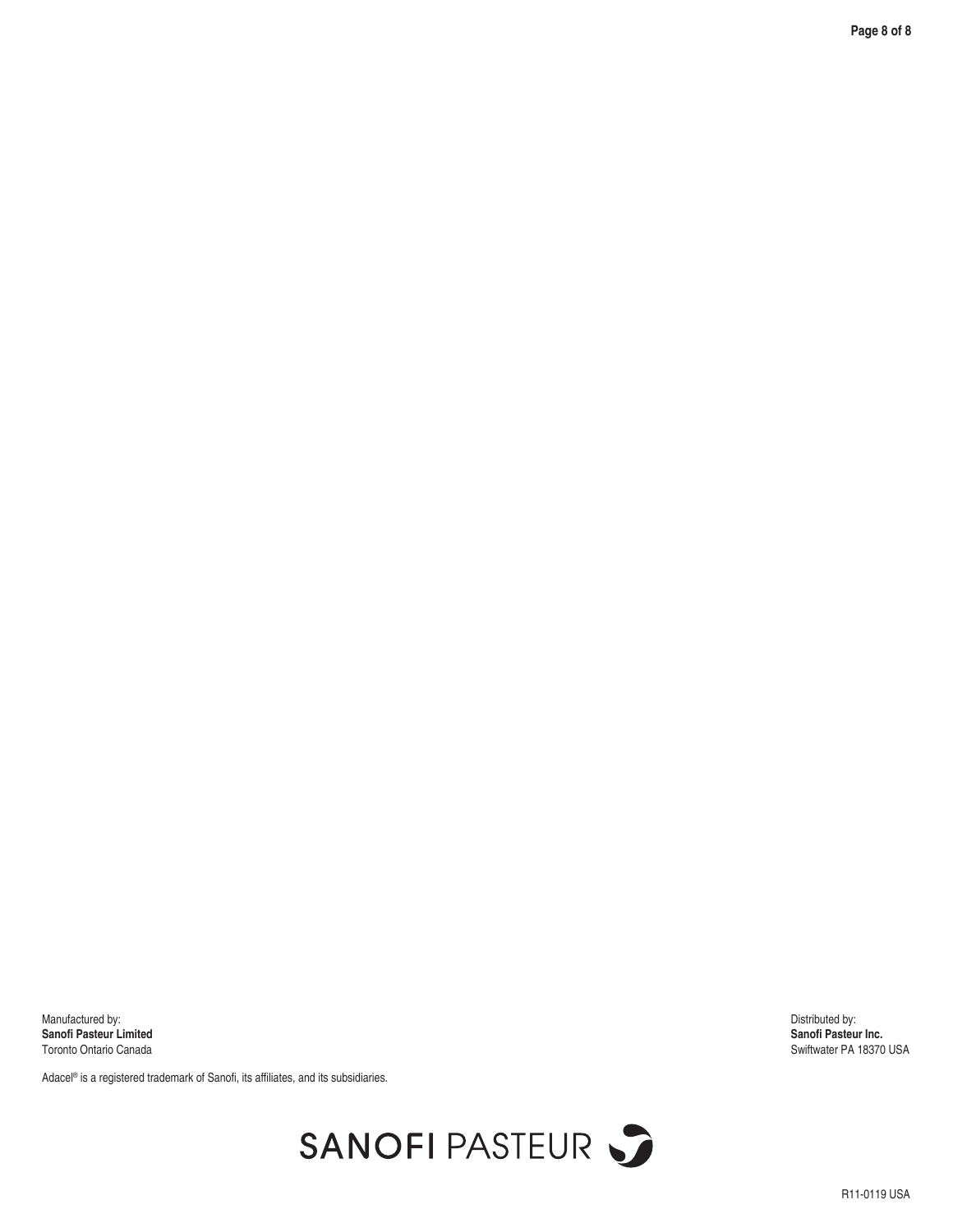Manufactured by:
**Sanofi Pasteur Limited**
Toronto Ontario Canada

Distributed by:
**Sanofi Pasteur Inc.**
Swiftwater PA 18370 USA

Adacel® is a registered trademark of Sanofi, its affiliates, and its subsidiaries.

SANOFI PASTEUR

R11-0119 USA